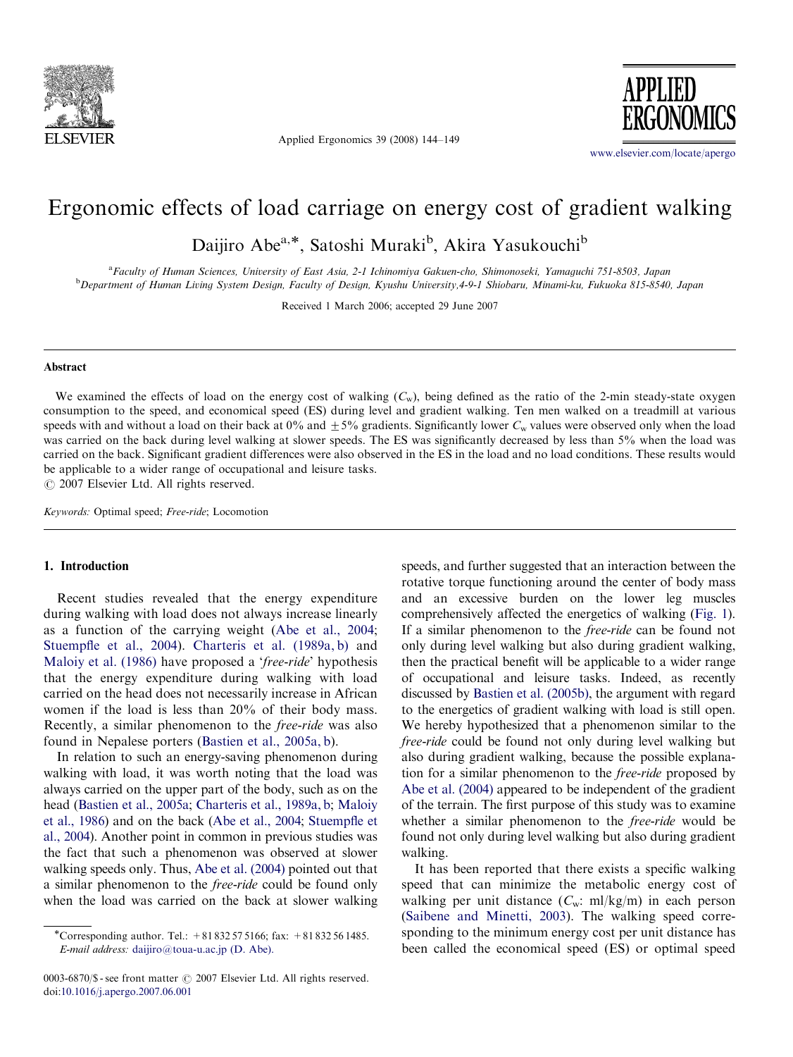# Ergonomic effects of load carriage on energy cost of gradient walking

Daijiro Abe[a,*], Satoshi Muraki[b], Akira Yasukouchi[b]

[a]Faculty of Human Sciences, University of East Asia, 2-1 Ichinomiya Gakuen-cho, Shimonoseki, Yamaguchi 751-8503, Japan
[b]Department of Human Living System Design, Faculty of Design, Kyushu University, 4-9-1 Shiobaru, Minami-ku, Fukuoka 815-8540, Japan

Received 1 March 2006; accepted 29 June 2007

## Abstract

We examined the effects of load on the energy cost of walking ($C_w$), being defined as the ratio of the 2-min steady-state oxygen consumption to the speed, and economical speed (ES) during level and gradient walking. Ten men walked on a treadmill at various speeds with and without a load on their back at 0% and $\pm 5\%$ gradients. Significantly lower $C_w$ values were observed only when the load was carried on the back during level walking at slower speeds. The ES was significantly decreased by less than 5% when the load was carried on the back. Significant gradient differences were also observed in the ES in the load and no load conditions. These results would be applicable to a wider range of occupational and leisure tasks.

© 2007 Elsevier Ltd. All rights reserved.

*Keywords:* Optimal speed; *Free-ride*; Locomotion

## 1. Introduction

Recent studies revealed that the energy expenditure during walking with load does not always increase linearly as a function of the carrying weight (Abe et al., 2004; Stuempfle et al., 2004). Charteris et al. (1989a, b) and Maloiy et al. (1986) have proposed a '*free-ride*' hypothesis that the energy expenditure during walking with load carried on the head does not necessarily increase in African women if the load is less than 20% of their body mass. Recently, a similar phenomenon to the *free-ride* was also found in Nepalese porters (Bastien et al., 2005a, b).

In relation to such an energy-saving phenomenon during walking with load, it was worth noting that the load was always carried on the upper part of the body, such as on the head (Bastien et al., 2005a; Charteris et al., 1989a, b; Maloiy et al., 1986) and on the back (Abe et al., 2004; Stuempfle et al., 2004). Another point in common in previous studies was the fact that such a phenomenon was observed at slower walking speeds only. Thus, Abe et al. (2004) pointed out that a similar phenomenon to the *free-ride* could be found only when the load was carried on the back at slower walking speeds, and further suggested that an interaction between the rotative torque functioning around the center of body mass and an excessive burden on the lower leg muscles comprehensively affected the energetics of walking (Fig. 1). If a similar phenomenon to the *free-ride* can be found not only during level walking but also during gradient walking, then the practical benefit will be applicable to a wider range of occupational and leisure tasks. Indeed, as recently discussed by Bastien et al. (2005b), the argument with regard to the energetics of gradient walking with load is still open. We hereby hypothesized that a phenomenon similar to the *free-ride* could be found not only during level walking but also during gradient walking, because the possible explanation for a similar phenomenon to the *free-ride* proposed by Abe et al. (2004) appeared to be independent of the gradient of the terrain. The first purpose of this study was to examine whether a similar phenomenon to the *free-ride* would be found not only during level walking but also during gradient walking.

It has been reported that there exists a specific walking speed that can minimize the metabolic energy cost of walking per unit distance ($C_w$: ml/kg/m) in each person (Saibene and Minetti, 2003). The walking speed corresponding to the minimum energy cost per unit distance has been called the economical speed (ES) or optimal speed

*Corresponding author. Tel.: +81 832 57 5166; fax: +81 832 56 1485.
*E-mail address:* daijiro@toua-u.ac.jp (D. Abe).

0003-6870/$ - see front matter © 2007 Elsevier Ltd. All rights reserved.
doi:10.1016/j.apergo.2007.06.001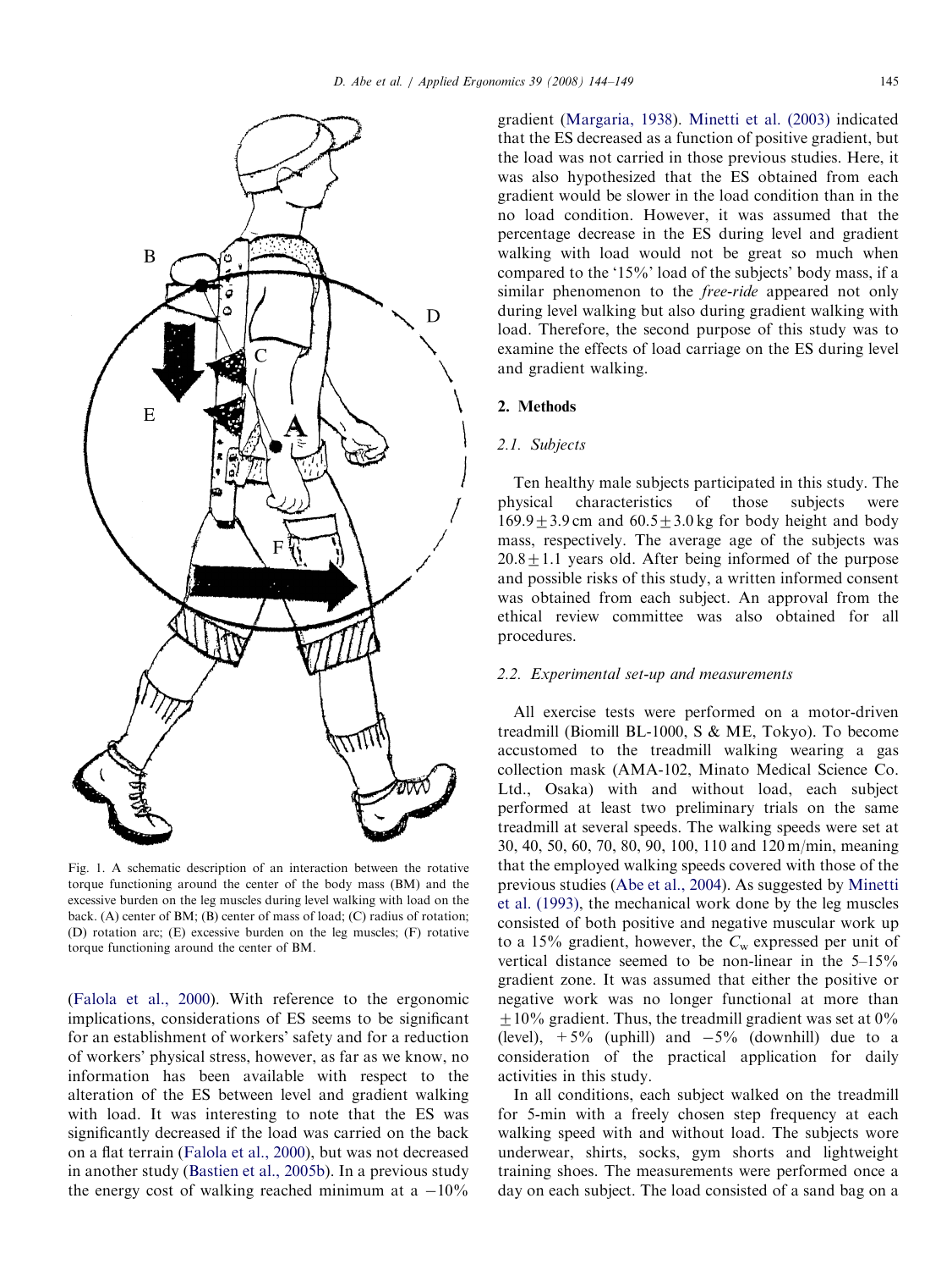Fig. 1. A schematic description of an interaction between the rotative torque functioning around the center of the body mass (BM) and the excessive burden on the leg muscles during level walking with load on the back. (A) center of BM; (B) center of mass of load; (C) radius of rotation; (D) rotation arc; (E) excessive burden on the leg muscles; (F) rotative torque functioning around the center of BM.

(Falola et al., 2000). With reference to the ergonomic implications, considerations of ES seems to be significant for an establishment of workers' safety and for a reduction of workers' physical stress, however, as far as we know, no information has been available with respect to the alteration of the ES between level and gradient walking with load. It was interesting to note that the ES was significantly decreased if the load was carried on the back on a flat terrain (Falola et al., 2000), but was not decreased in another study (Bastien et al., 2005b). In a previous study the energy cost of walking reached minimum at a −10% gradient (Margaria, 1938). Minetti et al. (2003) indicated that the ES decreased as a function of positive gradient, but the load was not carried in those previous studies. Here, it was also hypothesized that the ES obtained from each gradient would be slower in the load condition than in the no load condition. However, it was assumed that the percentage decrease in the ES during level and gradient walking with load would not be great so much when compared to the '15%' load of the subjects' body mass, if a similar phenomenon to the *free-ride* appeared not only during level walking but also during gradient walking with load. Therefore, the second purpose of this study was to examine the effects of load carriage on the ES during level and gradient walking.

## 2. Methods

### 2.1. Subjects

Ten healthy male subjects participated in this study. The physical characteristics of those subjects were $169.9 \pm 3.9$ cm and $60.5 \pm 3.0$ kg for body height and body mass, respectively. The average age of the subjects was $20.8 \pm 1.1$ years old. After being informed of the purpose and possible risks of this study, a written informed consent was obtained from each subject. An approval from the ethical review committee was also obtained for all procedures.

### 2.2. Experimental set-up and measurements

All exercise tests were performed on a motor-driven treadmill (Biomill BL-1000, S & ME, Tokyo). To become accustomed to the treadmill walking wearing a gas collection mask (AMA-102, Minato Medical Science Co. Ltd., Osaka) with and without load, each subject performed at least two preliminary trials on the same treadmill at several speeds. The walking speeds were set at 30, 40, 50, 60, 70, 80, 90, 100, 110 and 120 m/min, meaning that the employed walking speeds covered with those of the previous studies (Abe et al., 2004). As suggested by Minetti et al. (1993), the mechanical work done by the leg muscles consisted of both positive and negative muscular work up to a 15% gradient, however, the $C_w$ expressed per unit of vertical distance seemed to be non-linear in the 5–15% gradient zone. It was assumed that either the positive or negative work was no longer functional at more than $\pm 10\%$ gradient. Thus, the treadmill gradient was set at 0% (level), +5% (uphill) and −5% (downhill) due to a consideration of the practical application for daily activities in this study.

In all conditions, each subject walked on the treadmill for 5-min with a freely chosen step frequency at each walking speed with and without load. The subjects wore underwear, shirts, socks, gym shorts and lightweight training shoes. The measurements were performed once a day on each subject. The load consisted of a sand bag on a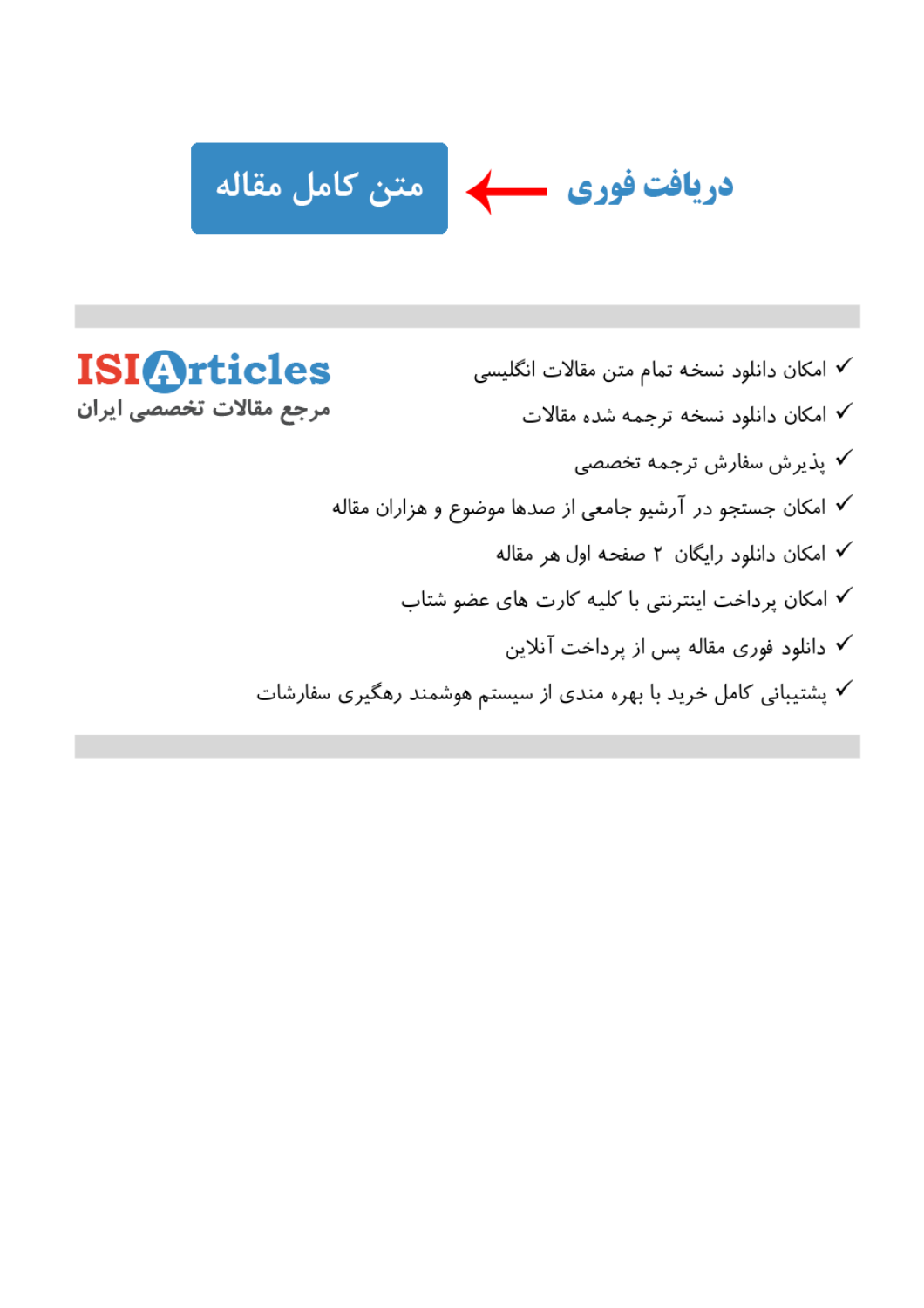دریافت فوری ← متن کامل مقاله

**ISIArticles**
مرجع مقالات تخصصی ایران

- ✓ امکان دانلود نسخه تمام متن مقالات انگلیسی
- ✓ امکان دانلود نسخه ترجمه شده مقالات
- ✓ پذیرش سفارش ترجمه تخصصی
- ✓ امکان جستجو در آرشیو جامعی از صدها موضوع و هزاران مقاله
- ✓ امکان دانلود رایگان ۲ صفحه اول هر مقاله
- ✓ امکان پرداخت اینترنتی با کلیه کارت های عضو شتاب
- ✓ دانلود فوری مقاله پس از پرداخت آنلاین
- ✓ پشتیبانی کامل خرید با بهره مندی از سیستم هوشمند رهگیری سفارشات